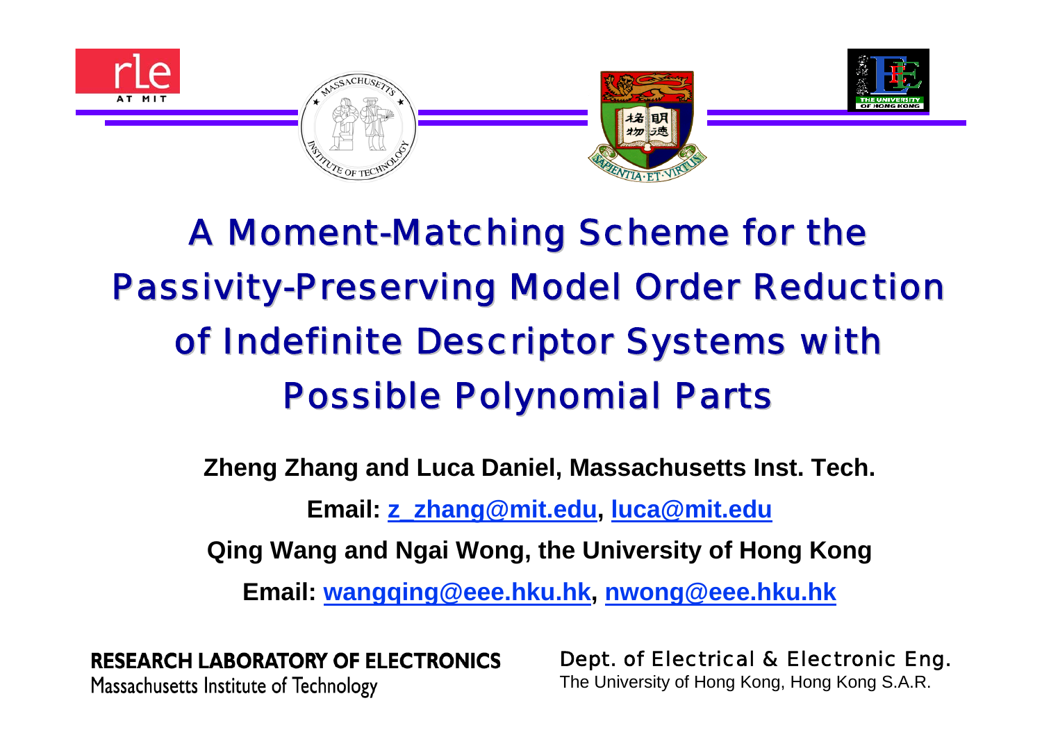# A Moment-Matching Scheme for the Passivity-Preserving Model Order Reduction of Indefinite Descriptor Systems with Possible Polynomial Parts

**Zheng Zhang and Luca Daniel, Massachusetts Inst. Tech.**

**Email: z_zhang@mit.edu, luca@mit.edu**

**Qing Wang and Ngai Wong, the University of Hong Kong**

**Email: wangqing@eee.hku.hk, nwong@eee.hku.hk**

**RESEARCH LABORATORY OF ELECTRONICS**
Massachusetts Institute of Technology

Dept. of Electrical & Electronic Eng.
The University of Hong Kong, Hong Kong S.A.R.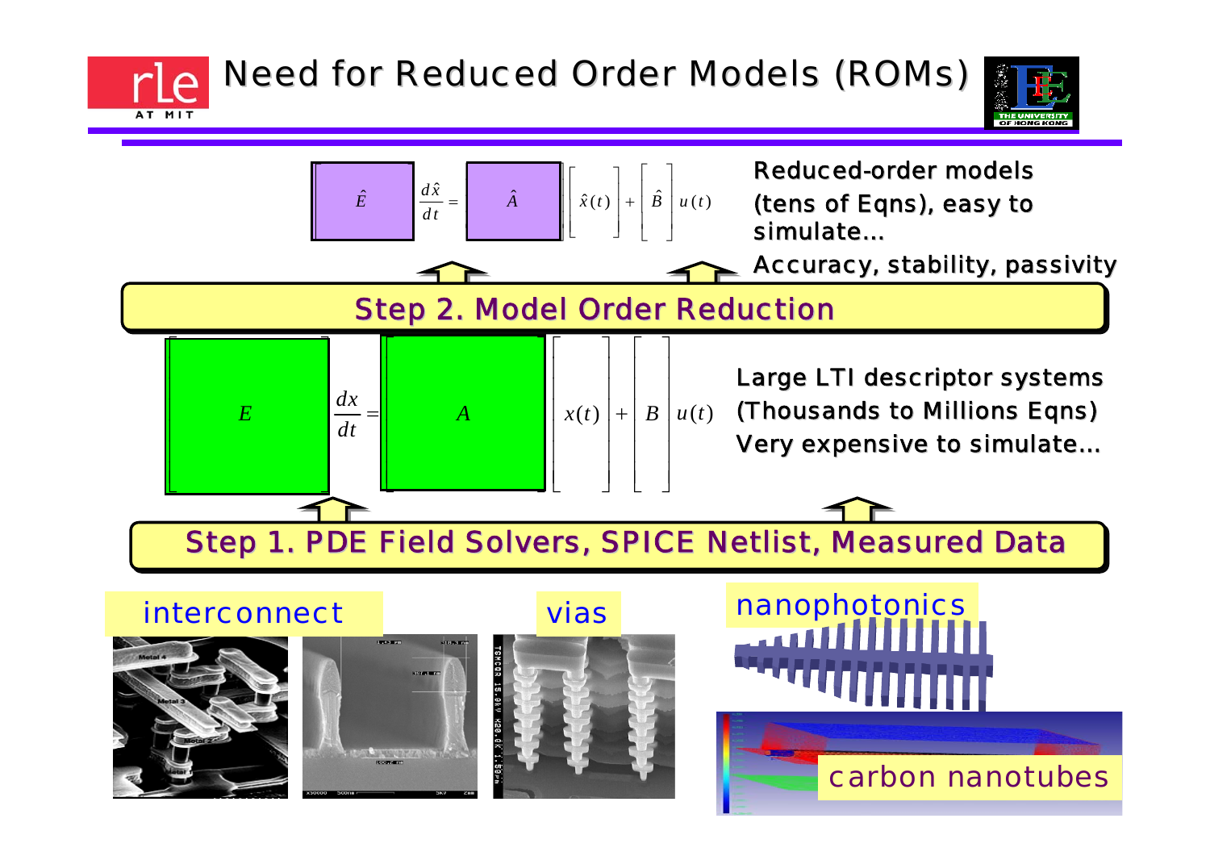# Need for Reduced Order Models (ROMs)

$$\hat{E}\frac{d\hat{x}}{dt} = \hat{A}\,\hat{x}(t) + \hat{B}\,u(t)$$

Reduced-order models (tens of Eqns), easy to simulate...

Accuracy, stability, passivity

**Step 2. Model Order Reduction**

$$E\frac{dx}{dt} = A\,x(t) + B\,u(t)$$

Large LTI descriptor systems (Thousands to Millions Eqns)

Very expensive to simulate...

**Step 1. PDE Field Solvers, SPICE Netlist, Measured Data**

interconnect

vias

nanophotonics

carbon nanotubes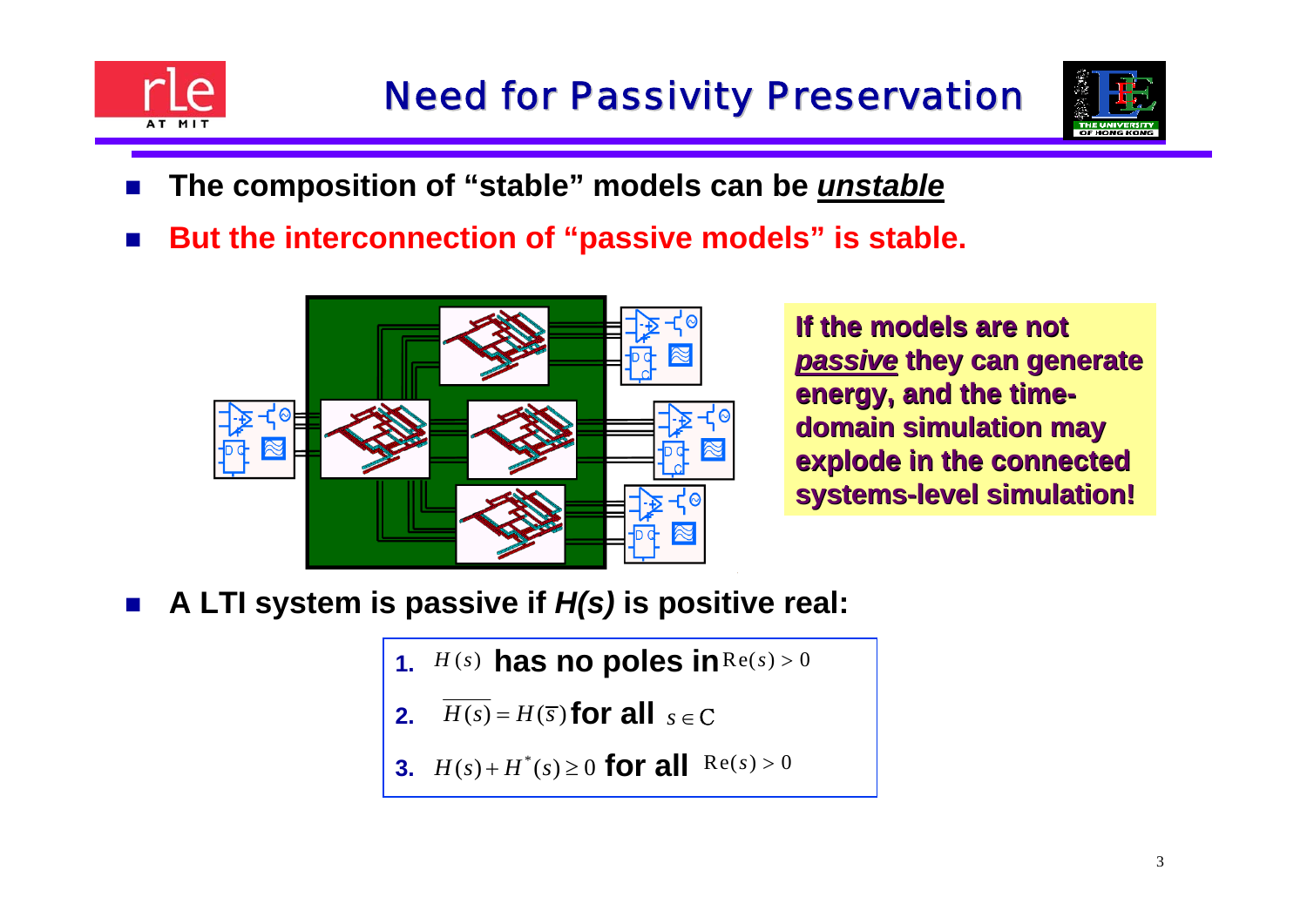# Need for Passivity Preservation

- **The composition of "stable" models can be *unstable***
- **But the interconnection of "passive models" is stable.**

**If the models are not *passive* they can generate energy, and the time-domain simulation may explode in the connected systems-level simulation!**

- **A LTI system is passive if *H(s)* is positive real:**

1. $H(s)$ **has no poles in** $\mathrm{Re}(s) > 0$
2. $\overline{H(s)} = H(\overline{s})$ **for all** $s \in C$
3. $H(s) + H^{*}(s) \geq 0$ **for all** $\mathrm{Re}(s) > 0$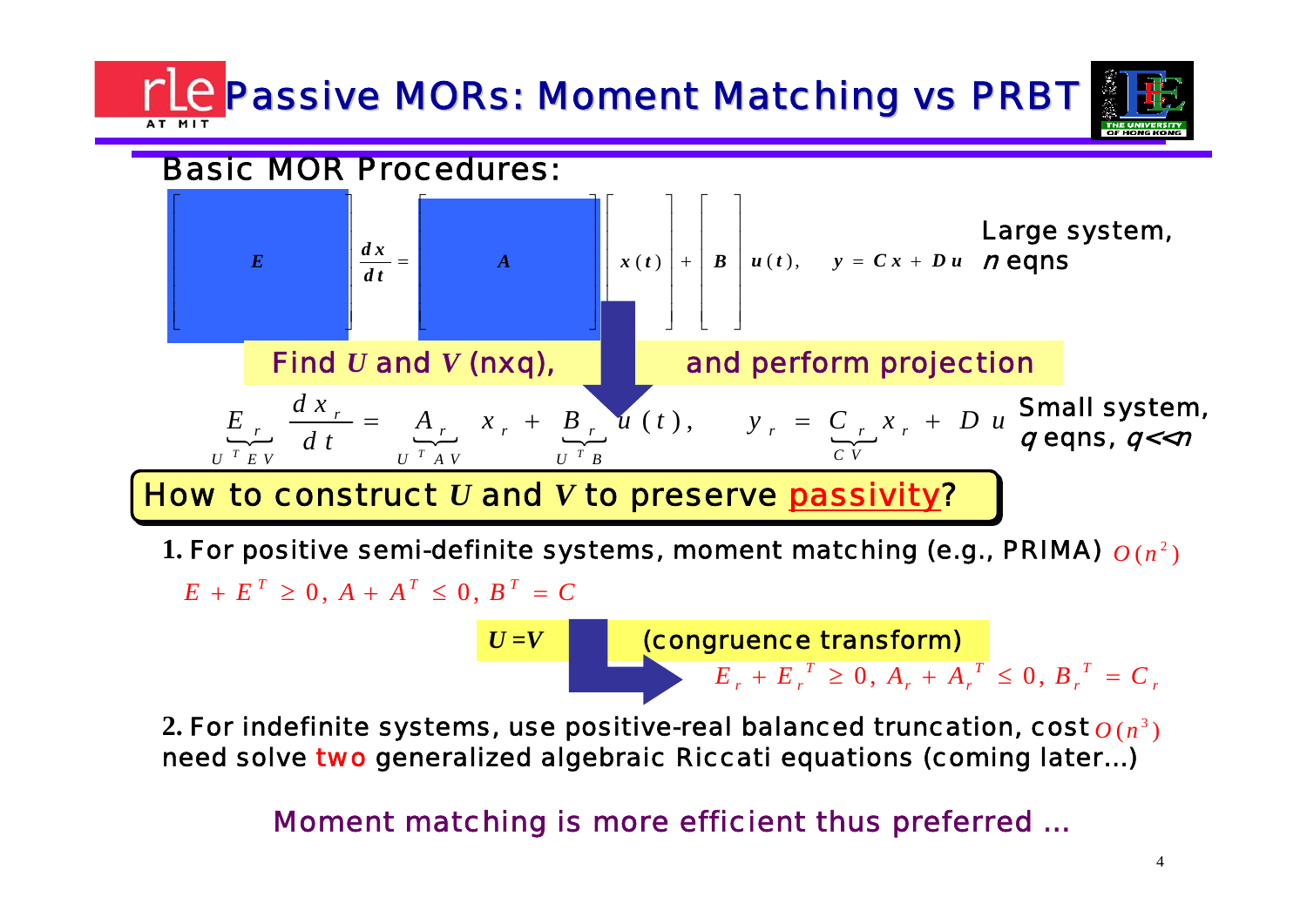# Passive MORs: Moment Matching vs PRBT

## Basic MOR Procedures:

$$E \frac{dx}{dt} = A\, x(t) + B\, u(t), \quad y = Cx + Du$$

Large system, $n$ eqns

Find $U$ and $V$ (nxq), and perform projection

$$\underbrace{E_r}_{U^T E V} \frac{dx_r}{dt} = \underbrace{A_r}_{U^T A V} x_r + \underbrace{B_r}_{U^T B} u(t), \quad y_r = \underbrace{C_r}_{CV} x_r + Du$$

Small system, $q$ eqns, $q \ll n$

**How to construct $U$ and $V$ to preserve passivity?**

**1.** For positive semi-definite systems, moment matching (e.g., PRIMA) $O(n^2)$

$$E + E^T \geq 0, \; A + A^T \leq 0, \; B^T = C$$

$U = V$ (congruence transform)

$$E_r + E_r^T \geq 0, \; A_r + A_r^T \leq 0, \; B_r^T = C_r$$

**2.** For indefinite systems, use positive-real balanced truncation, cost $O(n^3)$ need solve two generalized algebraic Riccati equations (coming later…)

Moment matching is more efficient thus preferred …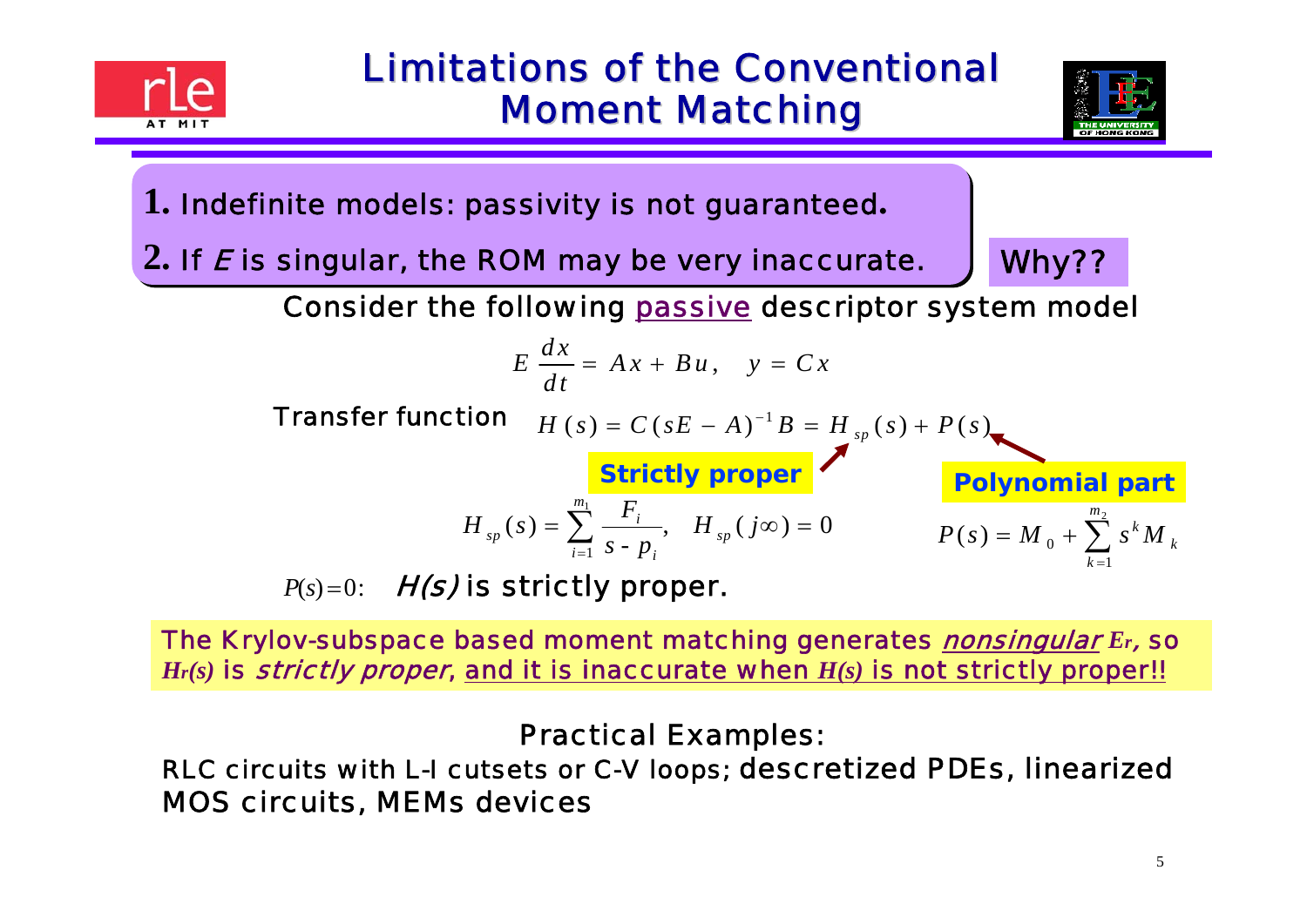# Limitations of the Conventional Moment Matching

**1.** Indefinite models: passivity is not guaranteed.

**2.** If *E* is singular, the ROM may be very inaccurate.

Why??

Consider the following passive descriptor system model

$$E\frac{dx}{dt} = Ax + Bu, \quad y = Cx$$

Transfer function $H(s) = C(sE - A)^{-1}B = H_{sp}(s) + P(s)$

**Strictly proper**

$$H_{sp}(s) = \sum_{i=1}^{m_1} \frac{F_i}{s - p_i}, \quad H_{sp}(j\infty) = 0$$

**Polynomial part**

$$P(s) = M_0 + \sum_{k=1}^{m_2} s^k M_k$$

$P(s)=0$: *H(s)* is strictly proper.

The Krylov-subspace based moment matching generates *nonsingular* $E_r$, so $H_r(s)$ is *strictly proper*, and it is inaccurate when $H(s)$ is not strictly proper!!

Practical Examples:

RLC circuits with L-I cutsets or C-V loops; descretized PDEs, linearized MOS circuits, MEMs devices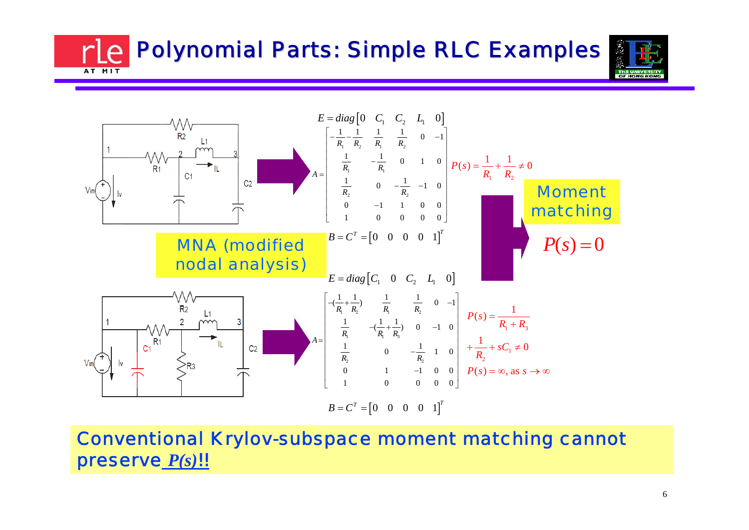# Polynomial Parts: Simple RLC Examples

$$E = diag\begin{bmatrix}0 & C_1 & C_2 & L_1 & 0\end{bmatrix}$$

$$A = \begin{bmatrix} -\frac{1}{R_1}-\frac{1}{R_2} & \frac{1}{R_1} & \frac{1}{R_2} & 0 & -1 \\ \frac{1}{R_1} & -\frac{1}{R_1} & 0 & 1 & 0 \\ \frac{1}{R_2} & 0 & -\frac{1}{R_2} & -1 & 0 \\ 0 & -1 & 1 & 0 & 0 \\ 1 & 0 & 0 & 0 & 0 \end{bmatrix}$$

$$B = C^T = \begin{bmatrix}0 & 0 & 0 & 0 & 1\end{bmatrix}^T$$

$$P(s) = \frac{1}{R_1} + \frac{1}{R_2} \neq 0$$

MNA (modified nodal analysis)

$$E = diag\begin{bmatrix}C_1 & 0 & C_2 & L_1 & 0\end{bmatrix}$$

$$A = \begin{bmatrix} -(\frac{1}{R_1}+\frac{1}{R_2}) & \frac{1}{R_1} & \frac{1}{R_2} & 0 & -1 \\ \frac{1}{R_1} & -(\frac{1}{R_1}+\frac{1}{R_3}) & 0 & -1 & 0 \\ \frac{1}{R_2} & 0 & -\frac{1}{R_2} & 1 & 0 \\ 0 & 1 & -1 & 0 & 0 \\ 1 & 0 & 0 & 0 & 0 \end{bmatrix}$$

$$B = C^T = \begin{bmatrix}0 & 0 & 0 & 0 & 1\end{bmatrix}^T$$

$$P(s) = \frac{1}{R_1 + R_3} + \frac{1}{R_2} + sC_1 \neq 0$$

$P(s) = \infty$, as $s \to \infty$

Moment matching

$$P(s) = 0$$

Conventional Krylov-subspace moment matching cannot preserve ***P(s)*!!**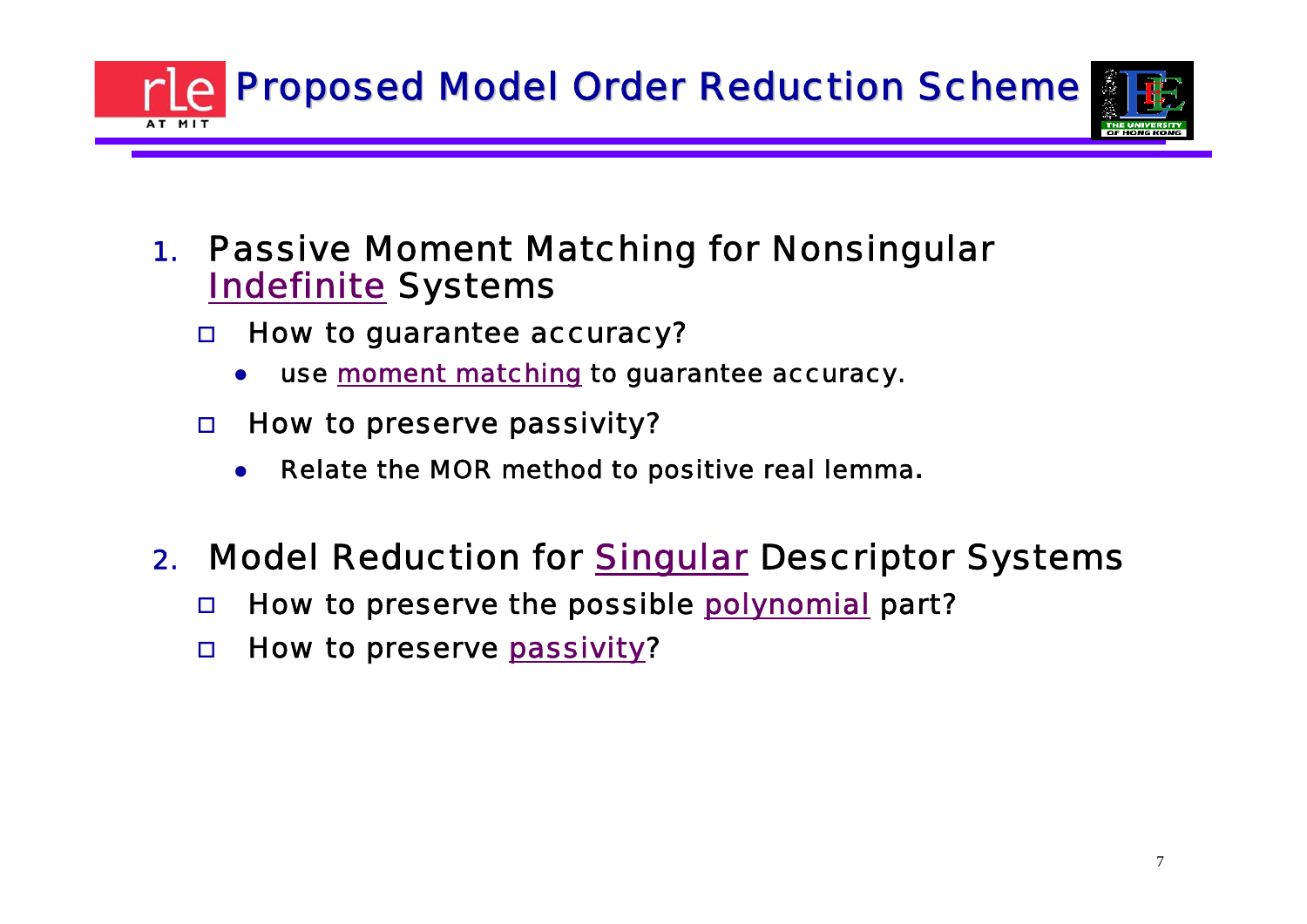# Proposed Model Order Reduction Scheme

1. Passive Moment Matching for Nonsingular Indefinite Systems
   - How to guarantee accuracy?
     - use moment matching to guarantee accuracy.
   - How to preserve passivity?
     - Relate the MOR method to positive real lemma.

2. Model Reduction for Singular Descriptor Systems
   - How to preserve the possible polynomial part?
   - How to preserve passivity?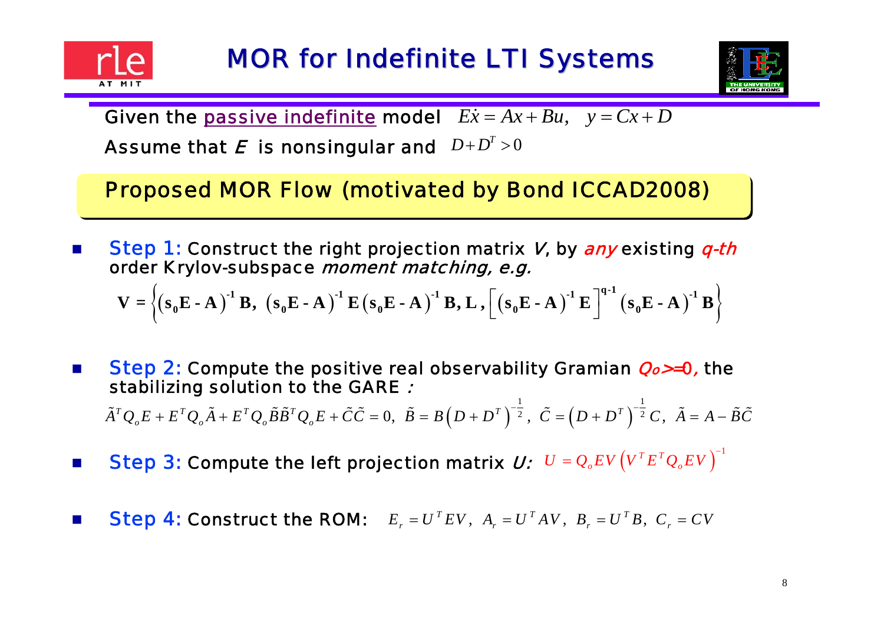# MOR for Indefinite LTI Systems

Given the passive indefinite model $E\dot{x} = Ax + Bu, \quad y = Cx + D$

Assume that $E$ is nonsingular and $D + D^T > 0$

## Proposed MOR Flow (motivated by Bond ICCAD2008)

- **Step 1:** Construct the right projection matrix *V*, by *any* existing *q-th* order Krylov-subspace *moment matching, e.g.*

$$\mathbf{V} = \left\{ \left(\mathbf{s_0 E} - \mathbf{A}\right)^{-1} \mathbf{B},\ \left(\mathbf{s_0 E} - \mathbf{A}\right)^{-1} \mathbf{E} \left(\mathbf{s_0 E} - \mathbf{A}\right)^{-1} \mathbf{B}, \mathbf{L}, \left[ \left(\mathbf{s_0 E} - \mathbf{A}\right)^{-1} \mathbf{E} \right]^{\mathbf{q-1}} \left(\mathbf{s_0 E} - \mathbf{A}\right)^{-1} \mathbf{B} \right\}$$

- **Step 2:** Compute the positive real observability Gramian *$Q_o$>=0,* the stabilizing solution to the GARE *:*

$$\tilde{A}^T Q_o E + E^T Q_o \tilde{A} + E^T Q_o \tilde{B}\tilde{B}^T Q_o E + \tilde{C}\tilde{C} = 0,\ \tilde{B} = B\left(D + D^T\right)^{-\frac{1}{2}},\ \tilde{C} = \left(D + D^T\right)^{-\frac{1}{2}} C,\ \tilde{A} = A - \tilde{B}\tilde{C}$$

- **Step 3:** Compute the left projection matrix *U:* $U = Q_o E V \left(V^T E^T Q_o E V\right)^{-1}$

- **Step 4:** Construct the ROM: $E_r = U^T E V,\ A_r = U^T A V,\ B_r = U^T B,\ C_r = CV$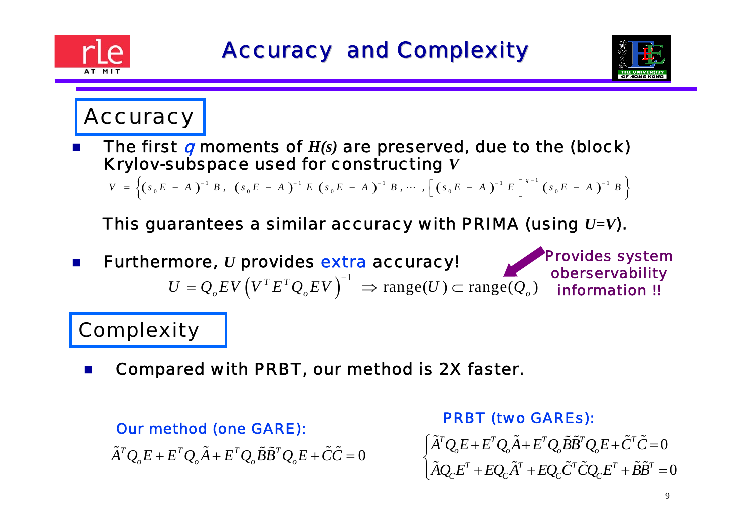# Accuracy and Complexity

## Accuracy

- The first *q* moments of $H(s)$ are preserved, due to the (block) Krylov-subspace used for constructing $V$

$$V = \left\{ (s_0 E - A)^{-1} B,\ (s_0 E - A)^{-1} E (s_0 E - A)^{-1} B, \cdots, \left[ (s_0 E - A)^{-1} E \right]^{q-1} (s_0 E - A)^{-1} B \right\}$$

  This guarantees a similar accuracy with PRIMA (using $U$=$V$).

- Furthermore, $U$ provides extra accuracy!

$$U = Q_o EV \left( V^T E^T Q_o EV \right)^{-1} \Rightarrow \text{range}(U) \subset \text{range}(Q_o)$$

  Provides system oberservability information !!

## Complexity

- Compared with PRBT, our method is 2X faster.

Our method (one GARE):

$$\tilde{A}^T Q_o E + E^T Q_o \tilde{A} + E^T Q_o \tilde{B}\tilde{B}^T Q_o E + \tilde{C}\tilde{C} = 0$$

PRBT (two GAREs):

$$\begin{cases} \tilde{A}^T Q_o E + E^T Q_o \tilde{A} + E^T Q_o \tilde{B}\tilde{B}^T Q_o E + \tilde{C}^T \tilde{C} = 0 \\ \tilde{A} Q_C E^T + E Q_C \tilde{A}^T + E Q_C \tilde{C}^T \tilde{C} Q_C E^T + \tilde{B}\tilde{B}^T = 0 \end{cases}$$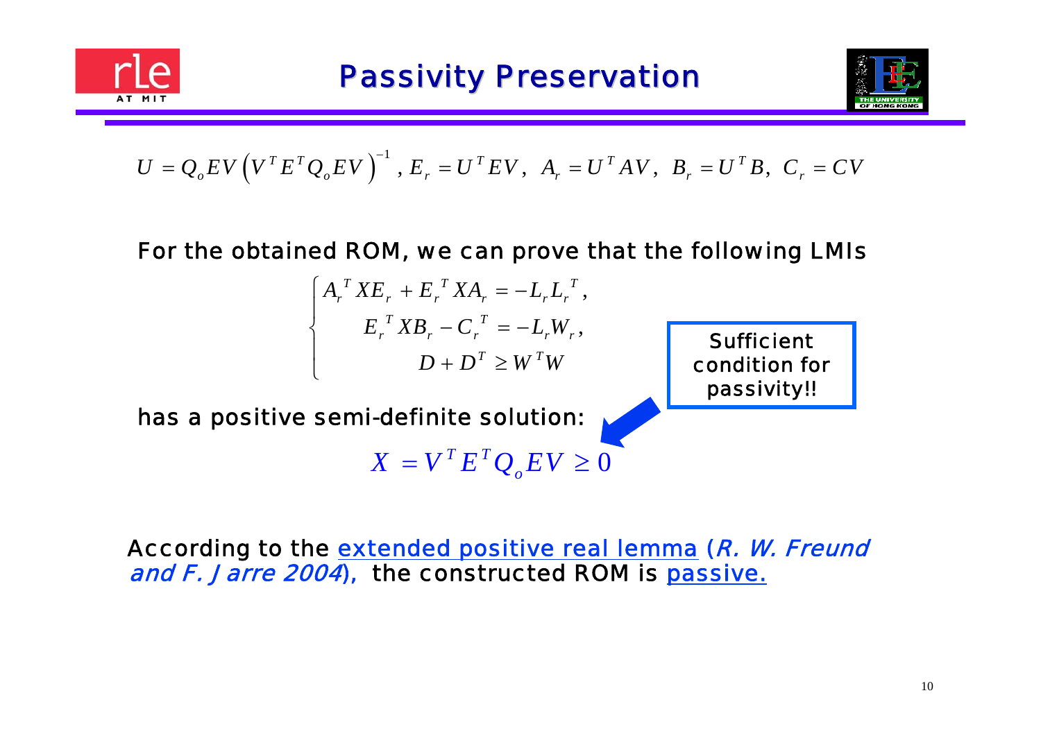# Passivity Preservation

$$U = Q_o EV \left( V^T E^T Q_o EV \right)^{-1}, \; E_r = U^T EV, \; A_r = U^T AV, \; B_r = U^T B, \; C_r = CV$$

For the obtained ROM, we can prove that the following LMIs

$$\begin{cases} A_r^T X E_r + E_r^T X A_r = -L_r L_r^T, \\ E_r^T X B_r - C_r^T = -L_r W_r, \\ D + D^T \geq W^T W \end{cases}$$

Sufficient condition for passivity!!

has a positive semi-definite solution:

$$X = V^T E^T Q_o EV \geq 0$$

According to the extended positive real lemma (*R. W. Freund and F. Jarre 2004*), the constructed ROM is passive.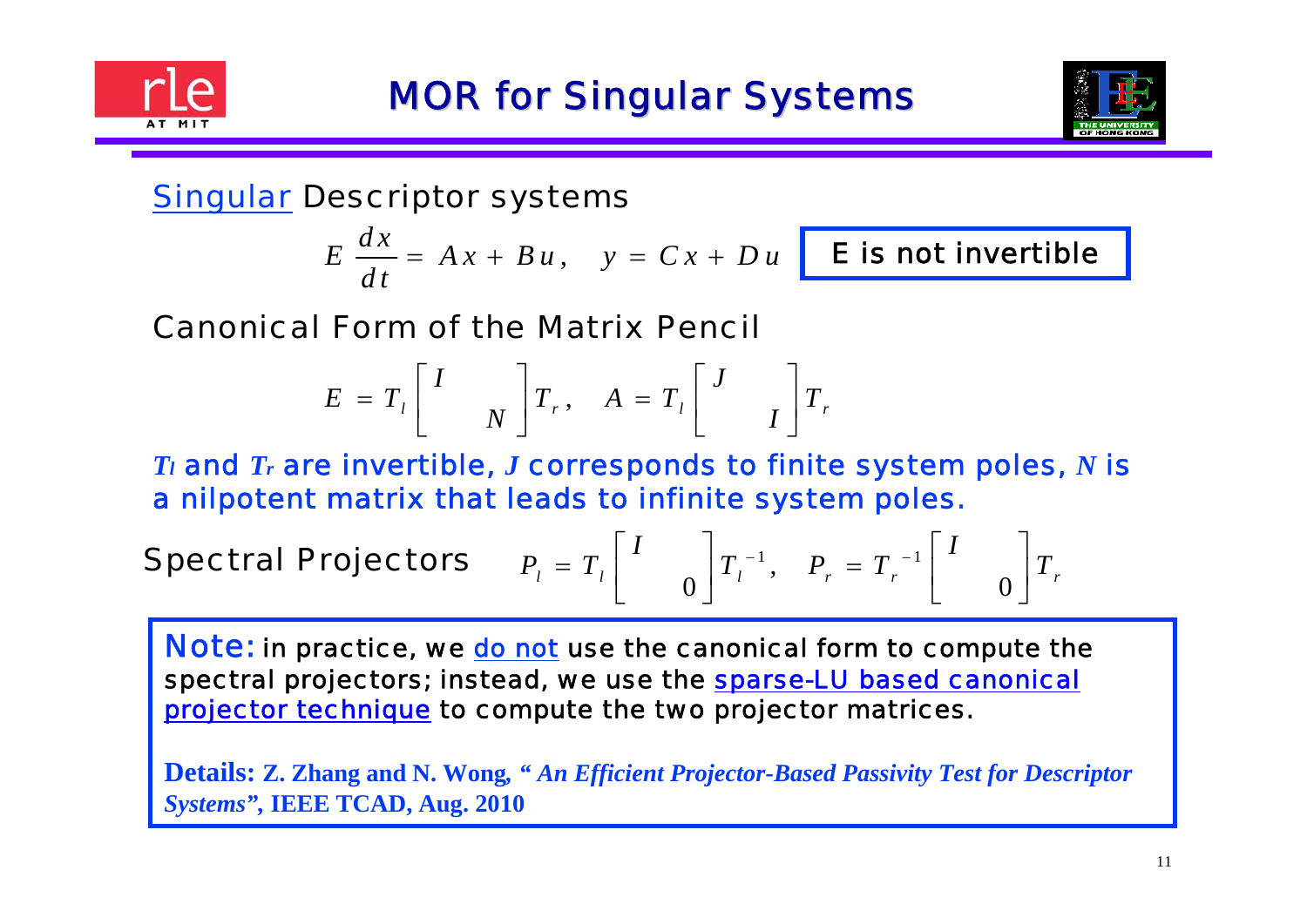# MOR for Singular Systems

Singular Descriptor systems

$$E\frac{dx}{dt} = Ax + Bu, \quad y = Cx + Du$$

**E is not invertible**

Canonical Form of the Matrix Pencil

$$E = T_l \begin{bmatrix} I & \\ & N \end{bmatrix} T_r, \quad A = T_l \begin{bmatrix} J & \\ & I \end{bmatrix} T_r$$

$T_l$ and $T_r$ are invertible, $J$ corresponds to finite system poles, $N$ is a nilpotent matrix that leads to infinite system poles.

Spectral Projectors

$$P_l = T_l \begin{bmatrix} I & \\ & 0 \end{bmatrix} T_l^{-1}, \quad P_r = T_r^{-1} \begin{bmatrix} I & \\ & 0 \end{bmatrix} T_r$$

Note: in practice, we do not use the canonical form to compute the spectral projectors; instead, we use the sparse-LU based canonical projector technique to compute the two projector matrices.

**Details: Z. Zhang and N. Wong, "*An Efficient Projector-Based Passivity Test for Descriptor Systems*", IEEE TCAD, Aug. 2010**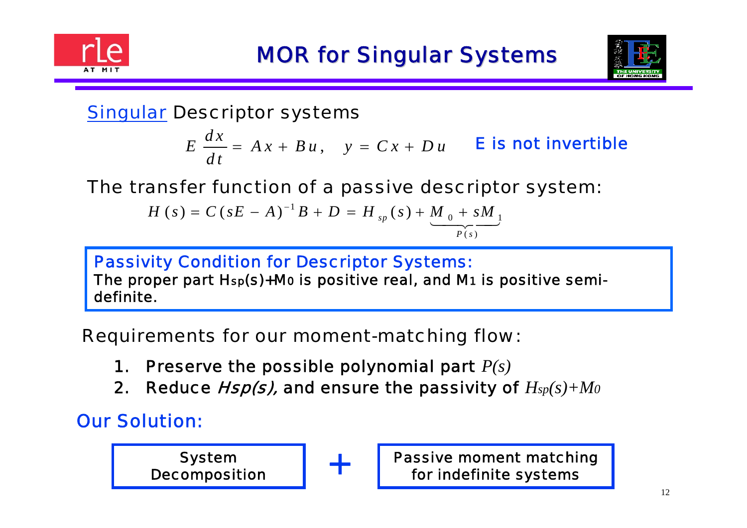# MOR for Singular Systems

Singular Descriptor systems

$$E\,\frac{dx}{dt} = Ax + Bu, \quad y = Cx + Du$$

E is not invertible

The transfer function of a passive descriptor system:

$$H(s) = C(sE - A)^{-1}B + D = H_{sp}(s) + \underbrace{M_0 + sM_1}_{P(s)}$$

**Passivity Condition for Descriptor Systems:**
The proper part $H_{sp}(s)+M_0$ is positive real, and $M_1$ is positive semi-definite.

Requirements for our moment-matching flow:

1. Preserve the possible polynomial part $P(s)$
2. Reduce *Hsp(s),* and ensure the passivity of $H_{sp}(s)+M_0$

**Our Solution:**

System Decomposition + Passive moment matching for indefinite systems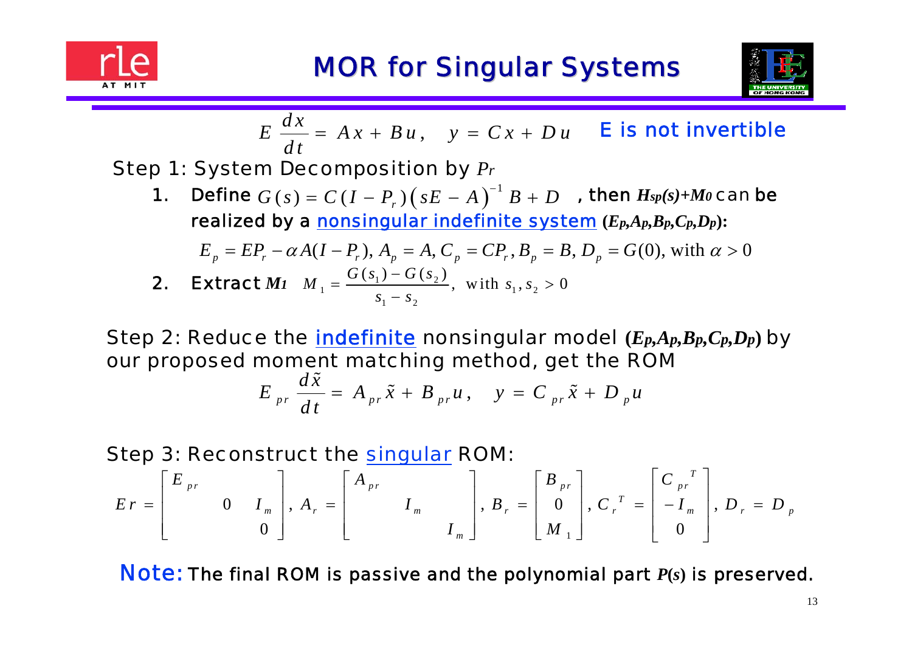# MOR for Singular Systems

$$E \frac{dx}{dt} = Ax + Bu, \quad y = Cx + Du$$ E is not invertible

Step 1: System Decomposition by $P_r$

1. Define $G(s) = C(I - P_r)(sE - A)^{-1} B + D$ , then $H_{sp}(s)+M_0$ can be realized by a nonsingular indefinite system $(E_p, A_p, B_p, C_p, D_p)$:

$$E_p = EP_r - \alpha A(I - P_r),\ A_p = A,\ C_p = CP_r,\ B_p = B,\ D_p = G(0), \text{ with } \alpha > 0$$

2. Extract $M_1$ $\quad M_1 = \frac{G(s_1) - G(s_2)}{s_1 - s_2}, \text{ with } s_1, s_2 > 0$

Step 2: Reduce the indefinite nonsingular model $(E_p, A_p, B_p, C_p, D_p)$ by our proposed moment matching method, get the ROM

$$E_{pr} \frac{d\tilde{x}}{dt} = A_{pr} \tilde{x} + B_{pr} u, \quad y = C_{pr} \tilde{x} + D_p u$$

Step 3: Reconstruct the singular ROM:

$$Er = \begin{bmatrix} E_{pr} & & \\ & 0 & I_m \\ & & 0 \end{bmatrix},\ A_r = \begin{bmatrix} A_{pr} & & \\ & I_m & \\ & & I_m \end{bmatrix},\ B_r = \begin{bmatrix} B_{pr} \\ 0 \\ M_1 \end{bmatrix},\ C_r^T = \begin{bmatrix} C_{pr}^T \\ -I_m \\ 0 \end{bmatrix},\ D_r = D_p$$

**Note:** The final ROM is passive and the polynomial part $P(s)$ is preserved.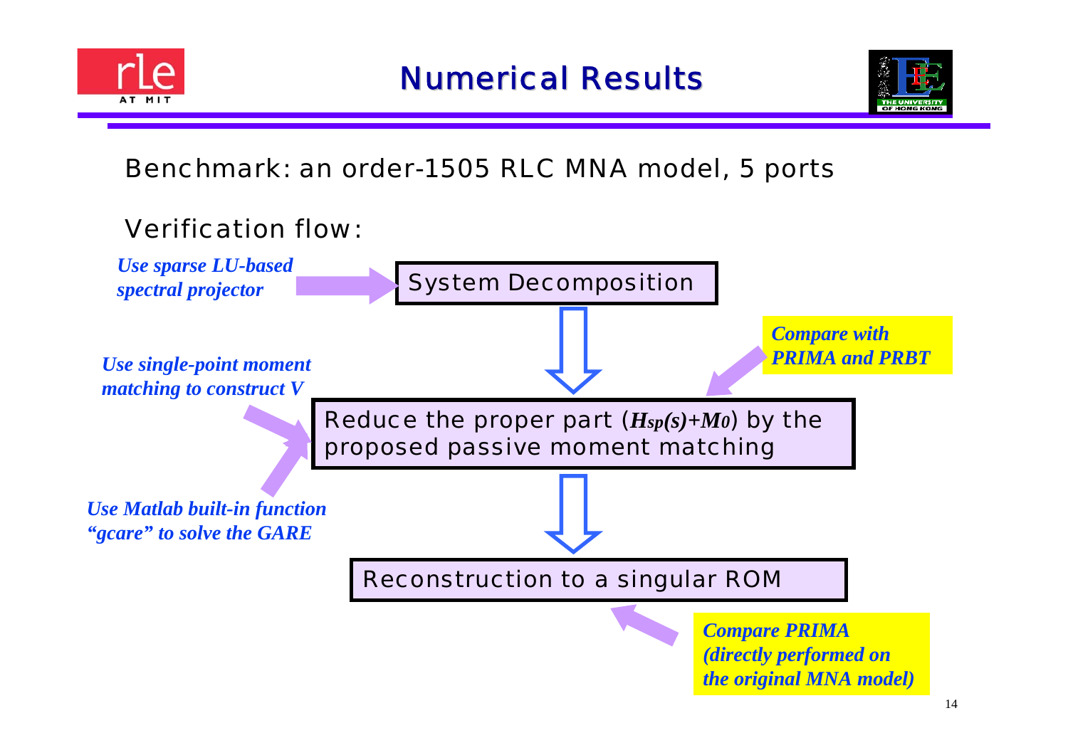# Numerical Results

Benchmark: an order-1505 RLC MNA model, 5 ports

Verification flow:

*Use sparse LU-based spectral projector* → System Decomposition

↓

*Use single-point moment matching to construct V*

*Use Matlab built-in function "gcare" to solve the GARE*

*Compare with PRIMA and PRBT*

Reduce the proper part ($H_{sp}(s)+M_0$) by the proposed passive moment matching

↓

Reconstruction to a singular ROM

*Compare PRIMA (directly performed on the original MNA model)*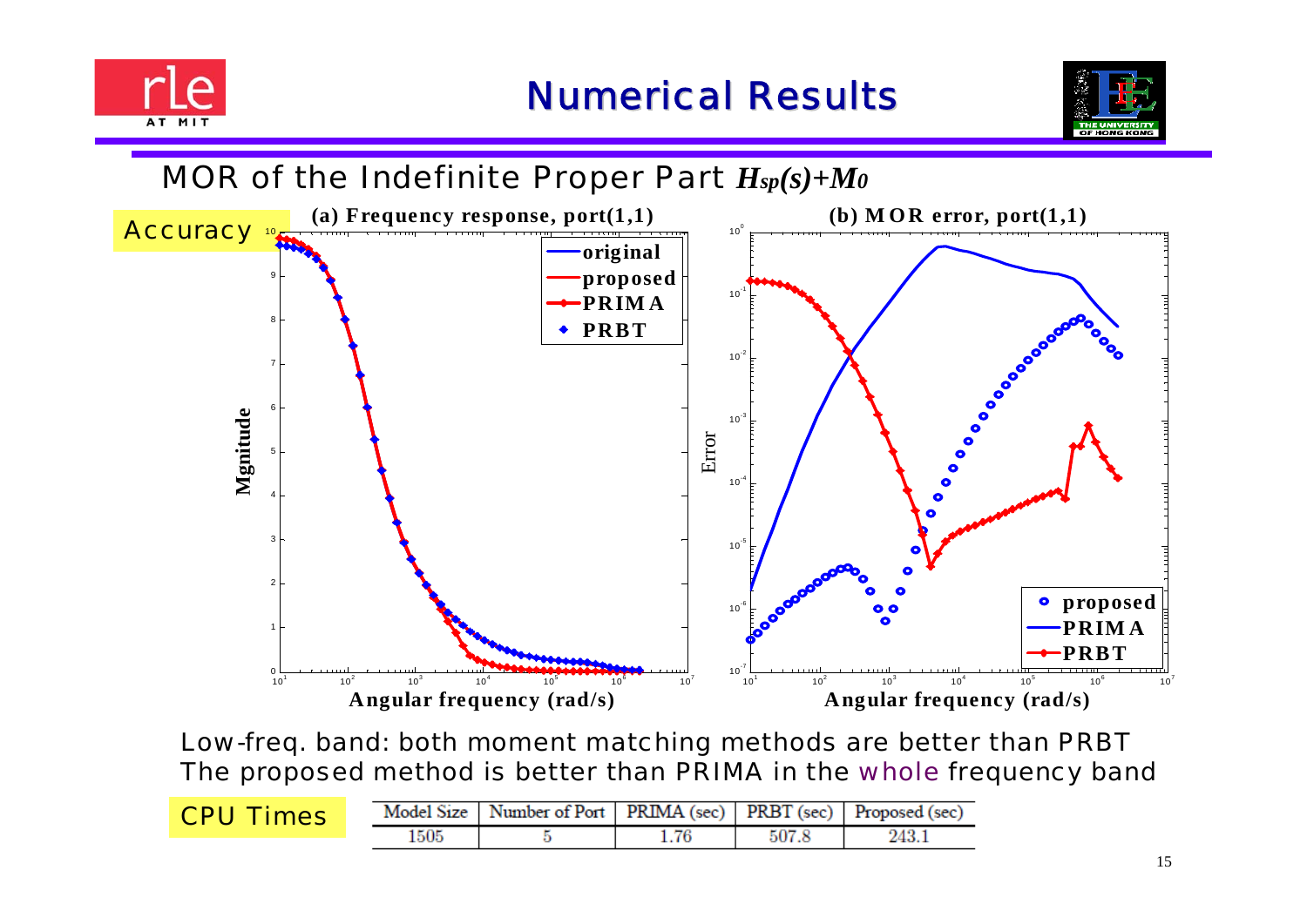# Numerical Results

## MOR of the Indefinite Proper Part $H_{sp}(s)+M_0$

**Accuracy**

Low-freq. band: both moment matching methods are better than PRBT

The proposed method is better than PRIMA in the whole frequency band

**CPU Times**

| Model Size | Number of Port | PRIMA (sec) | PRBT (sec) | Proposed (sec) |
|---|---|---|---|---|
| 1505 | 5 | 1.76 | 507.8 | 243.1 |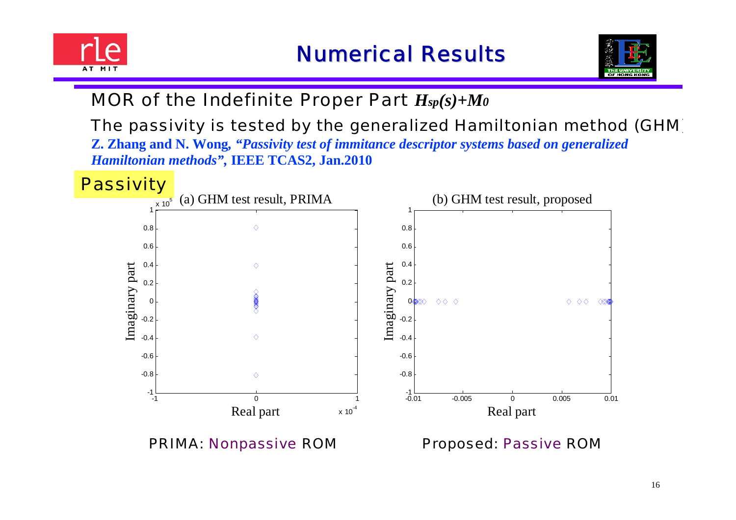# Numerical Results

MOR of the Indefinite Proper Part $H_{sp}(s)+M_0$

The passivity is tested by the generalized Hamiltonian method (GHM)

**Z. Zhang and N. Wong, *"Passivity test of immitance descriptor systems based on generalized Hamiltonian methods"*, IEEE TCAS2, Jan.2010**

Passivity

(a) GHM test result, PRIMA

(b) GHM test result, proposed

PRIMA: Nonpassive ROM

Proposed: Passive ROM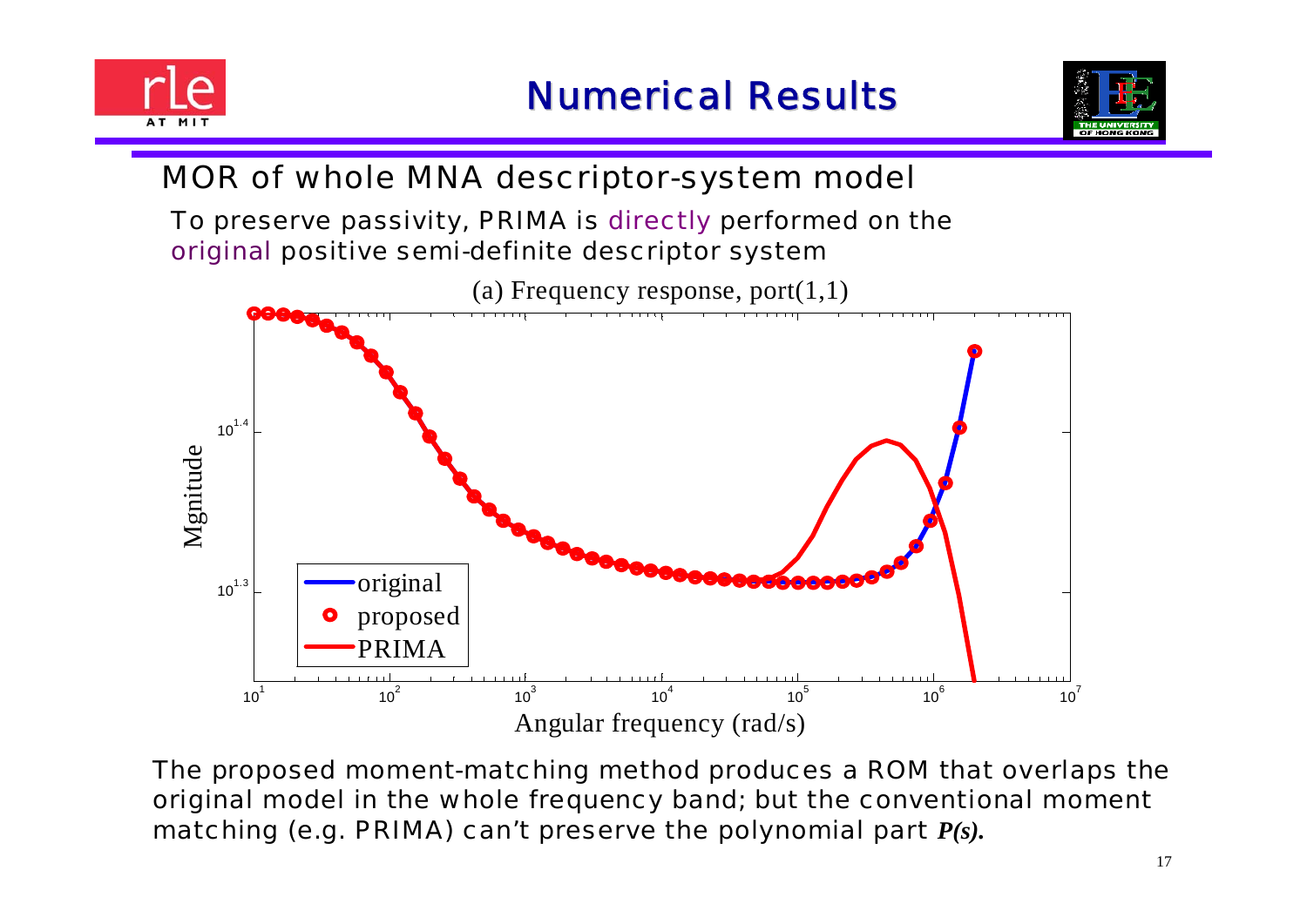# Numerical Results

## MOR of whole MNA descriptor-system model

To preserve passivity, PRIMA is directly performed on the original positive semi-definite descriptor system

(a) Frequency response, port(1,1)

The proposed moment-matching method produces a ROM that overlaps the original model in the whole frequency band; but the conventional moment matching (e.g. PRIMA) can't preserve the polynomial part ***P(s)***.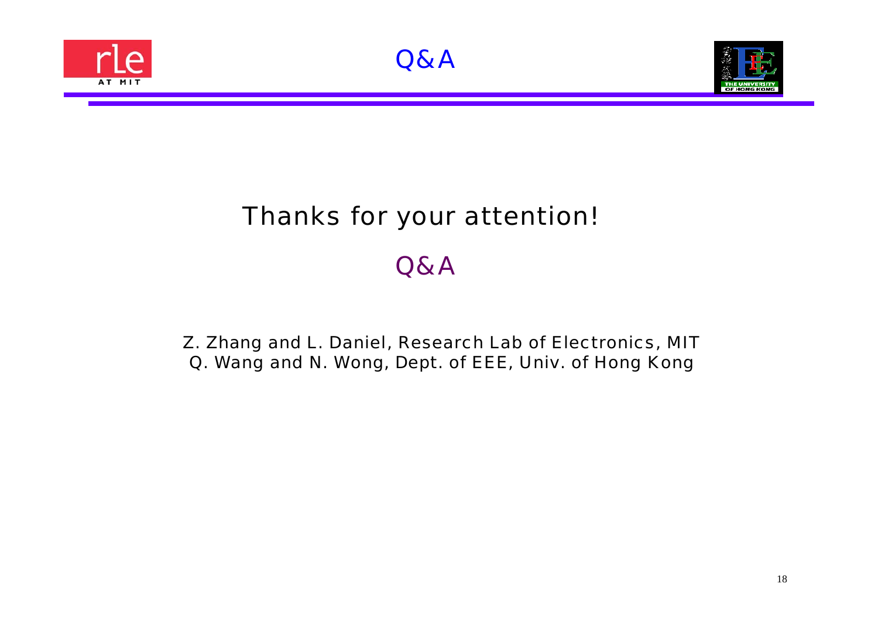# Q&A

Thanks for your attention!

Q&A

Z. Zhang and L. Daniel, Research Lab of Electronics, MIT
Q. Wang and N. Wong, Dept. of EEE, Univ. of Hong Kong